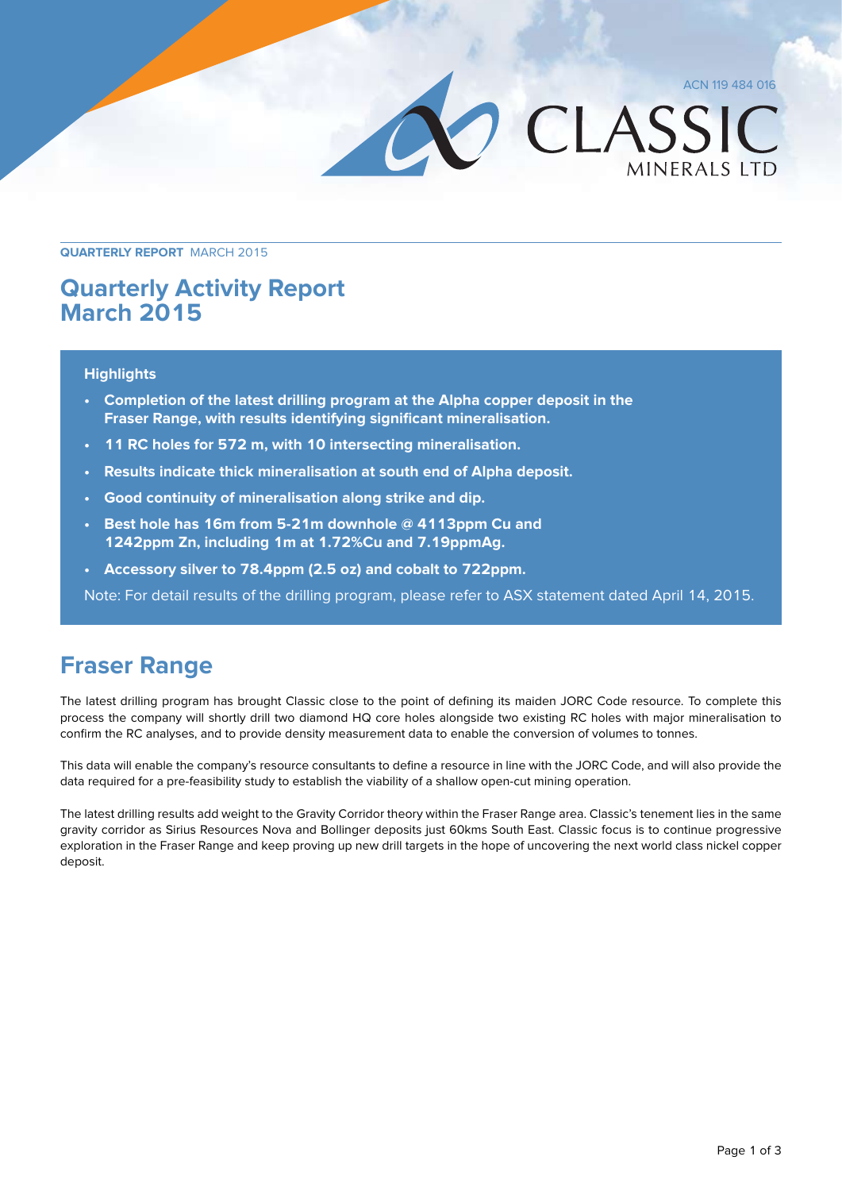ACN 119 484 016

CLASSIC MINERALS LTD

**QUARTERLY REPORT** MARCH 2015

# Quarterly Activity Report March 2015

**Highlights**

- **Completion of the latest drilling program at the Alpha copper deposit in the Fraser Range, with results identifying significant mineralisation.**
- **11 RC holes for 572 m, with 10 intersecting mineralisation.**
- **Results indicate thick mineralisation at south end of Alpha deposit.**
- **Good continuity of mineralisation along strike and dip.**
- **Best hole has 16m from 5-21m downhole @ 4113ppm Cu and 1242ppm Zn, including 1m at 1.72%Cu and 7.19ppmAg.**
- **Accessory silver to 78.4ppm (2.5 oz) and cobalt to 722ppm.**

Note: For detail results of the drilling program, please refer to ASX statement dated April 14, 2015.

## Fraser Range

The latest drilling program has brought Classic close to the point of defining its maiden JORC Code resource. To complete this process the company will shortly drill two diamond HQ core holes alongside two existing RC holes with major mineralisation to confirm the RC analyses, and to provide density measurement data to enable the conversion of volumes to tonnes.

This data will enable the company's resource consultants to define a resource in line with the JORC Code, and will also provide the data required for a pre-feasibility study to establish the viability of a shallow open-cut mining operation.

The latest drilling results add weight to the Gravity Corridor theory within the Fraser Range area. Classic's tenement lies in the same gravity corridor as Sirius Resources Nova and Bollinger deposits just 60kms South East. Classic focus is to continue progressive exploration in the Fraser Range and keep proving up new drill targets in the hope of uncovering the next world class nickel copper deposit.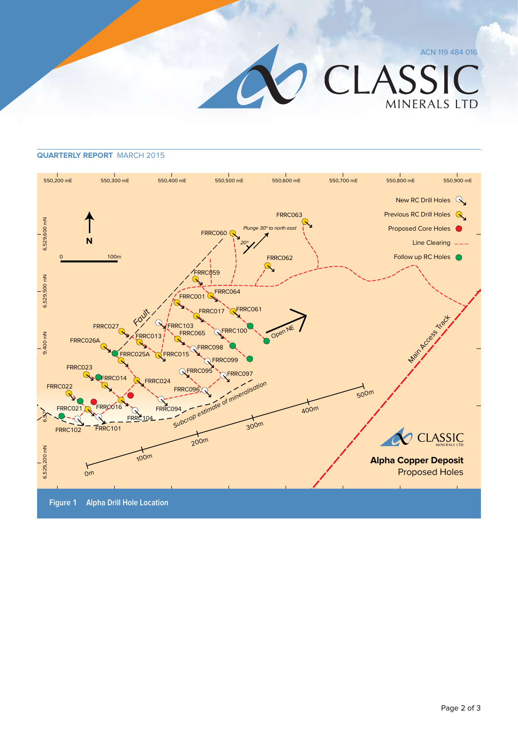**QUARTERLY REPORT** MARCH 2015

550,200 mE 550,300 mE 550,400 mE 550,500 mE 550,600 mE 550,700 mE 550,800 mE 550,900 mE

6,529,600 mN 6,529,500 mN 9,400 mN 6,529,200 mN

N

0 100m

New RC Drill Holes

Previous RC Drill Holes

Proposed Core Holes

Line Clearing

Follow up RC Holes

FRRC063 FRRC060 FRRC062 FRRC059 FRRC064 FRRC001 FRRC017 FRRC061 FRRC027 FRRC103 FRRC013 FRRC065 FRRC100 FRRC026A FRRC025A FRRC015 FRRC098 FRRC099 FRRC023 FRRC014 FRRC095 FRRC097 FRRC024 FRRC022 FRRC096 FRRC021 FRRC016 FRRC094 FRRC104 FRRC102 FRRC101

*Plunge 30º to north east*

*20º*

Fault

Open NE

Subcrop estimate of mineralisation

Main Access Track

0m 100m 200m 300m 400m 500m

**Alpha Copper Deposit**

Proposed Holes

**Figure 1 Alpha Drill Hole Location**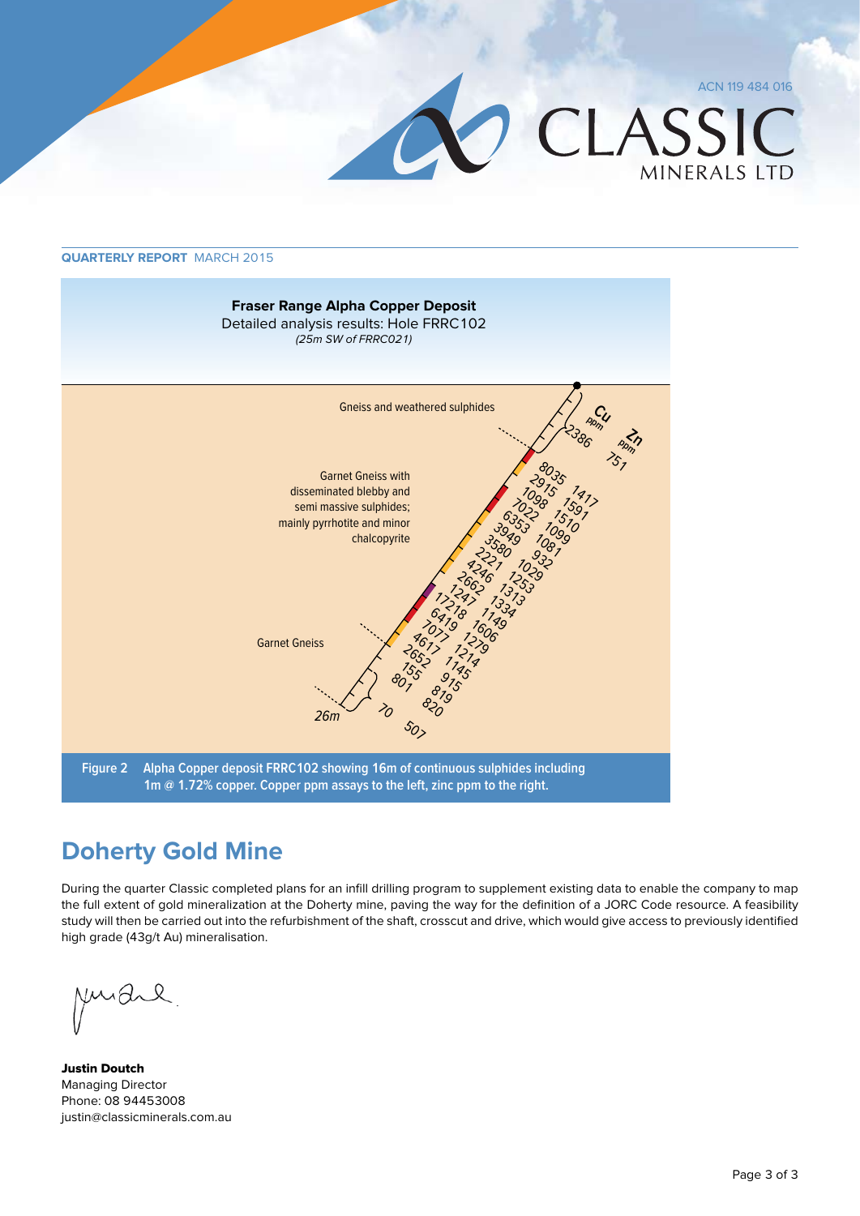QUARTERLY REPORT MARCH 2015

**Fraser Range Alpha Copper Deposit**
Detailed analysis results: Hole FRRC102
*(25m SW of FRRC021)*

Gneiss and weathered sulphides

Garnet Gneiss with disseminated blebby and semi massive sulphides; mainly pyrrhotite and minor chalcopyrite

Garnet Gneiss

26m

Cu ppm

Zn ppm

2386
751
8035
2915
1098
7022
6353
3949
3580
2221
4246
2662
1247
17218
6419
7077
4617
2652
155
801
70
1417
1591
1510
1099
1081
932
1029
1253
1313
1334
1149
1606
1279
1214
1145
915
819
820
507

**Figure 2** **Alpha Copper deposit FRRC102 showing 16m of continuous sulphides including 1m @ 1.72% copper. Copper ppm assays to the left, zinc ppm to the right.**

## Doherty Gold Mine

During the quarter Classic completed plans for an infill drilling program to supplement existing data to enable the company to map the full extent of gold mineralization at the Doherty mine, paving the way for the definition of a JORC Code resource. A feasibility study will then be carried out into the refurbishment of the shaft, crosscut and drive, which would give access to previously identified high grade (43g/t Au) mineralisation.

**Justin Doutch**
Managing Director
Phone: 08 94453008
justin@classicminerals.com.au